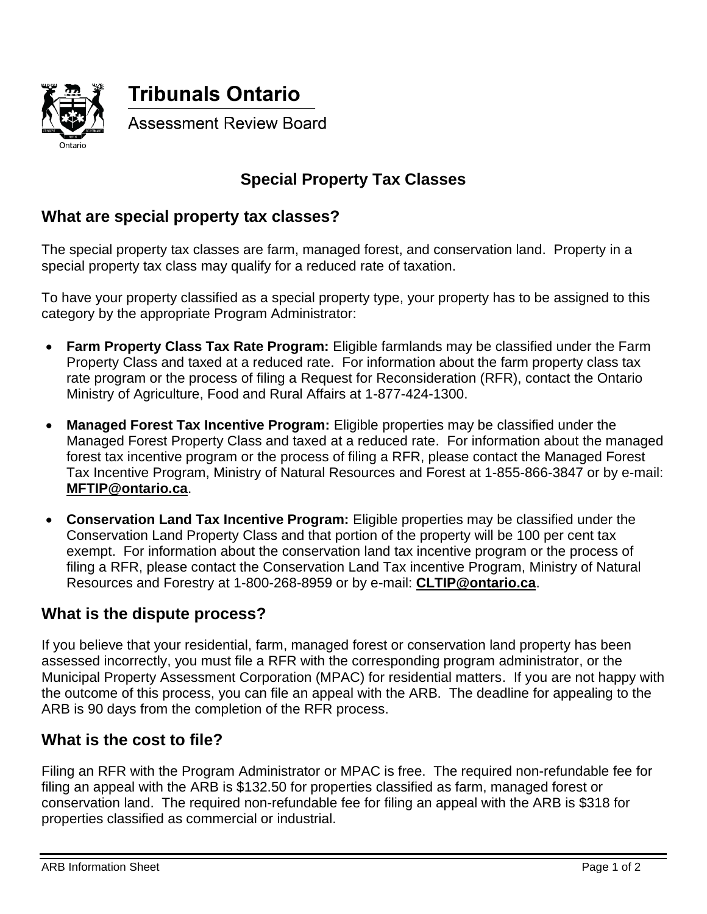**Tribunals Ontario**

Assessment Review Board

# Special Property Tax Classes

## What are special property tax classes?

The special property tax classes are farm, managed forest, and conservation land. Property in a special property tax class may qualify for a reduced rate of taxation.

To have your property classified as a special property type, your property has to be assigned to this category by the appropriate Program Administrator:

- **Farm Property Class Tax Rate Program:** Eligible farmlands may be classified under the Farm Property Class and taxed at a reduced rate. For information about the farm property class tax rate program or the process of filing a Request for Reconsideration (RFR), contact the Ontario Ministry of Agriculture, Food and Rural Affairs at 1-877-424-1300.
- **Managed Forest Tax Incentive Program:** Eligible properties may be classified under the Managed Forest Property Class and taxed at a reduced rate. For information about the managed forest tax incentive program or the process of filing a RFR, please contact the Managed Forest Tax Incentive Program, Ministry of Natural Resources and Forest at 1-855-866-3847 or by e-mail: **MFTIP@ontario.ca**.
- **Conservation Land Tax Incentive Program:** Eligible properties may be classified under the Conservation Land Property Class and that portion of the property will be 100 per cent tax exempt. For information about the conservation land tax incentive program or the process of filing a RFR, please contact the Conservation Land Tax incentive Program, Ministry of Natural Resources and Forestry at 1-800-268-8959 or by e-mail: **CLTIP@ontario.ca**.

## What is the dispute process?

If you believe that your residential, farm, managed forest or conservation land property has been assessed incorrectly, you must file a RFR with the corresponding program administrator, or the Municipal Property Assessment Corporation (MPAC) for residential matters. If you are not happy with the outcome of this process, you can file an appeal with the ARB. The deadline for appealing to the ARB is 90 days from the completion of the RFR process.

## What is the cost to file?

Filing an RFR with the Program Administrator or MPAC is free. The required non-refundable fee for filing an appeal with the ARB is $132.50 for properties classified as farm, managed forest or conservation land. The required non-refundable fee for filing an appeal with the ARB is $318 for properties classified as commercial or industrial.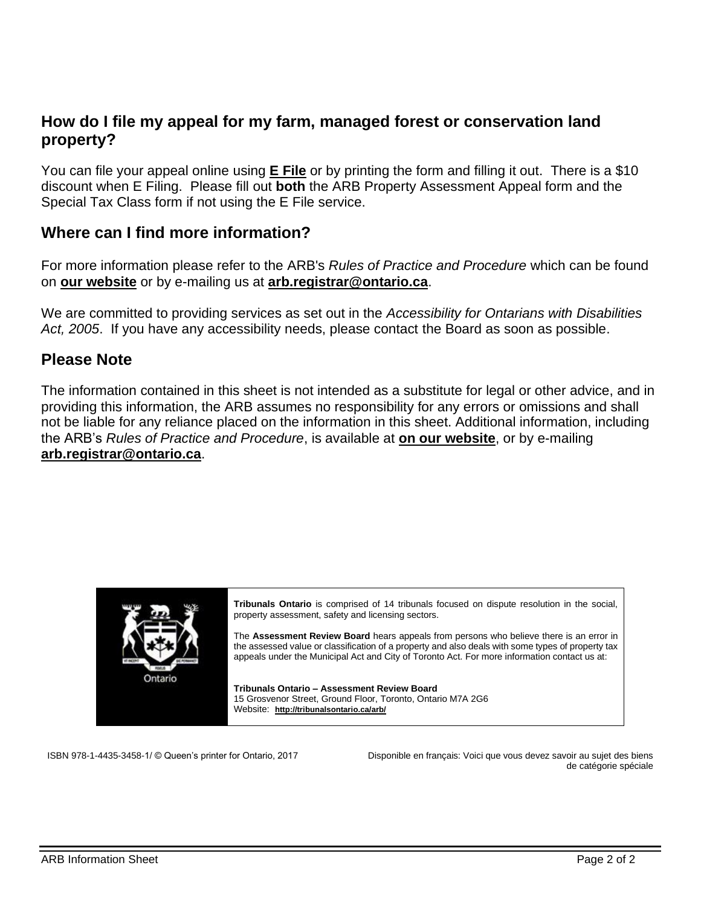## How do I file my appeal for my farm, managed forest or conservation land property?

You can file your appeal online using **E File** or by printing the form and filling it out. There is a $10 discount when E Filing. Please fill out **both** the ARB Property Assessment Appeal form and the Special Tax Class form if not using the E File service.

## Where can I find more information?

For more information please refer to the ARB's *Rules of Practice and Procedure* which can be found on **our website** or by e-mailing us at **arb.registrar@ontario.ca**.

We are committed to providing services as set out in the *Accessibility for Ontarians with Disabilities Act, 2005*. If you have any accessibility needs, please contact the Board as soon as possible.

## Please Note

The information contained in this sheet is not intended as a substitute for legal or other advice, and in providing this information, the ARB assumes no responsibility for any errors or omissions and shall not be liable for any reliance placed on the information in this sheet. Additional information, including the ARB's *Rules of Practice and Procedure*, is available at **on our website**, or by e-mailing **arb.registrar@ontario.ca**.

Ontario

**Tribunals Ontario** is comprised of 14 tribunals focused on dispute resolution in the social, property assessment, safety and licensing sectors.

The **Assessment Review Board** hears appeals from persons who believe there is an error in the assessed value or classification of a property and also deals with some types of property tax appeals under the Municipal Act and City of Toronto Act. For more information contact us at:

**Tribunals Ontario – Assessment Review Board**
15 Grosvenor Street, Ground Floor, Toronto, Ontario M7A 2G6
Website: **http://tribunalsontario.ca/arb/**

ISBN 978-1-4435-3458-1/ © Queen's printer for Ontario, 2017

Disponible en français: Voici que vous devez savoir au sujet des biens de catégorie spéciale